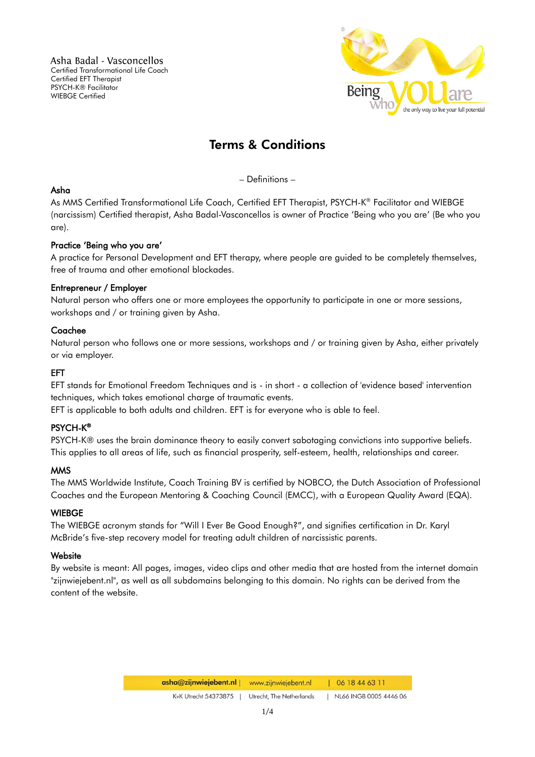Asha Badal - Vasconcellos
Certified Transformational Life Coach
Certified EFT Therapist
PSYCH-K® Facilitator
WIEBGE Certified

# Terms & Conditions

– Definitions –

### Asha

As MMS Certified Transformational Life Coach, Certified EFT Therapist, PSYCH-K® Facilitator and WIEBGE (narcissism) Certified therapist, Asha Badal-Vasconcellos is owner of Practice 'Being who you are' (Be who you are).

### Practice 'Being who you are'

A practice for Personal Development and EFT therapy, where people are guided to be completely themselves, free of trauma and other emotional blockades.

### Entrepreneur / Employer

Natural person who offers one or more employees the opportunity to participate in one or more sessions, workshops and / or training given by Asha.

### Coachee

Natural person who follows one or more sessions, workshops and / or training given by Asha, either privately or via employer.

### EFT

EFT stands for Emotional Freedom Techniques and is - in short - a collection of 'evidence based' intervention techniques, which takes emotional charge of traumatic events.
EFT is applicable to both adults and children. EFT is for everyone who is able to feel.

### PSYCH-K®

PSYCH-K® uses the brain dominance theory to easily convert sabotaging convictions into supportive beliefs. This applies to all areas of life, such as financial prosperity, self-esteem, health, relationships and career.

### MMS

The MMS Worldwide Institute, Coach Training BV is certified by NOBCO, the Dutch Association of Professional Coaches and the European Mentoring & Coaching Council (EMCC), with a European Quality Award (EQA).

### WIEBGE

The WIEBGE acronym stands for "Will I Ever Be Good Enough?", and signifies certification in Dr. Karyl McBride's five-step recovery model for treating adult children of narcissistic parents.

### Website

By website is meant: All pages, images, video clips and other media that are hosted from the internet domain "zijnwiejebent.nl", as well as all subdomains belonging to this domain. No rights can be derived from the content of the website.

asha@zijnwiejebent.nl | www.zijnwiejebent.nl | 06 18 44 63 11
KvK Utrecht 54373875 | Utrecht, The Netherlands | NL66 INGB 0005 4446 06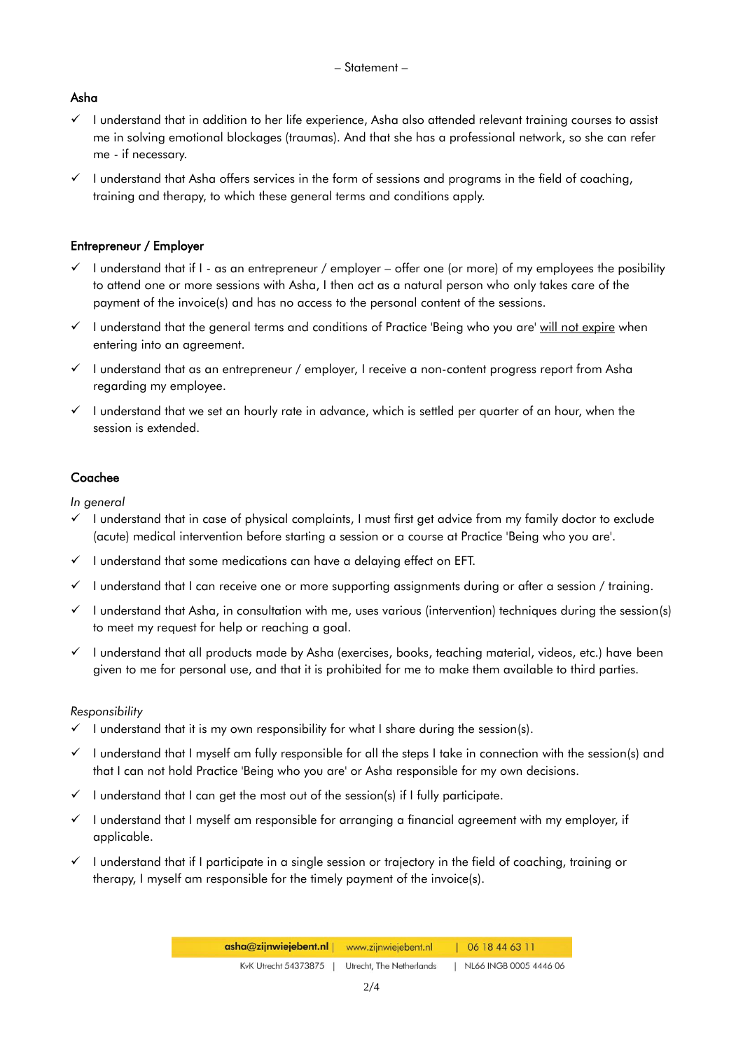– Statement –

## Asha

- ✓ I understand that in addition to her life experience, Asha also attended relevant training courses to assist me in solving emotional blockages (traumas). And that she has a professional network, so she can refer me - if necessary.
- ✓ I understand that Asha offers services in the form of sessions and programs in the field of coaching, training and therapy, to which these general terms and conditions apply.

## Entrepreneur / Employer

- ✓ I understand that if I - as an entrepreneur / employer – offer one (or more) of my employees the posibility to attend one or more sessions with Asha, I then act as a natural person who only takes care of the payment of the invoice(s) and has no access to the personal content of the sessions.
- ✓ I understand that the general terms and conditions of Practice 'Being who you are' <u>will not expire</u> when entering into an agreement.
- ✓ I understand that as an entrepreneur / employer, I receive a non-content progress report from Asha regarding my employee.
- ✓ I understand that we set an hourly rate in advance, which is settled per quarter of an hour, when the session is extended.

## Coachee

*In general*

- ✓ I understand that in case of physical complaints, I must first get advice from my family doctor to exclude (acute) medical intervention before starting a session or a course at Practice 'Being who you are'.
- ✓ I understand that some medications can have a delaying effect on EFT.
- ✓ I understand that I can receive one or more supporting assignments during or after a session / training.
- ✓ I understand that Asha, in consultation with me, uses various (intervention) techniques during the session(s) to meet my request for help or reaching a goal.
- ✓ I understand that all products made by Asha (exercises, books, teaching material, videos, etc.) have been given to me for personal use, and that it is prohibited for me to make them available to third parties.

*Responsibility*

- ✓ I understand that it is my own responsibility for what I share during the session(s).
- ✓ I understand that I myself am fully responsible for all the steps I take in connection with the session(s) and that I can not hold Practice 'Being who you are' or Asha responsible for my own decisions.
- ✓ I understand that I can get the most out of the session(s) if I fully participate.
- ✓ I understand that I myself am responsible for arranging a financial agreement with my employer, if applicable.
- ✓ I understand that if I participate in a single session or trajectory in the field of coaching, training or therapy, I myself am responsible for the timely payment of the invoice(s).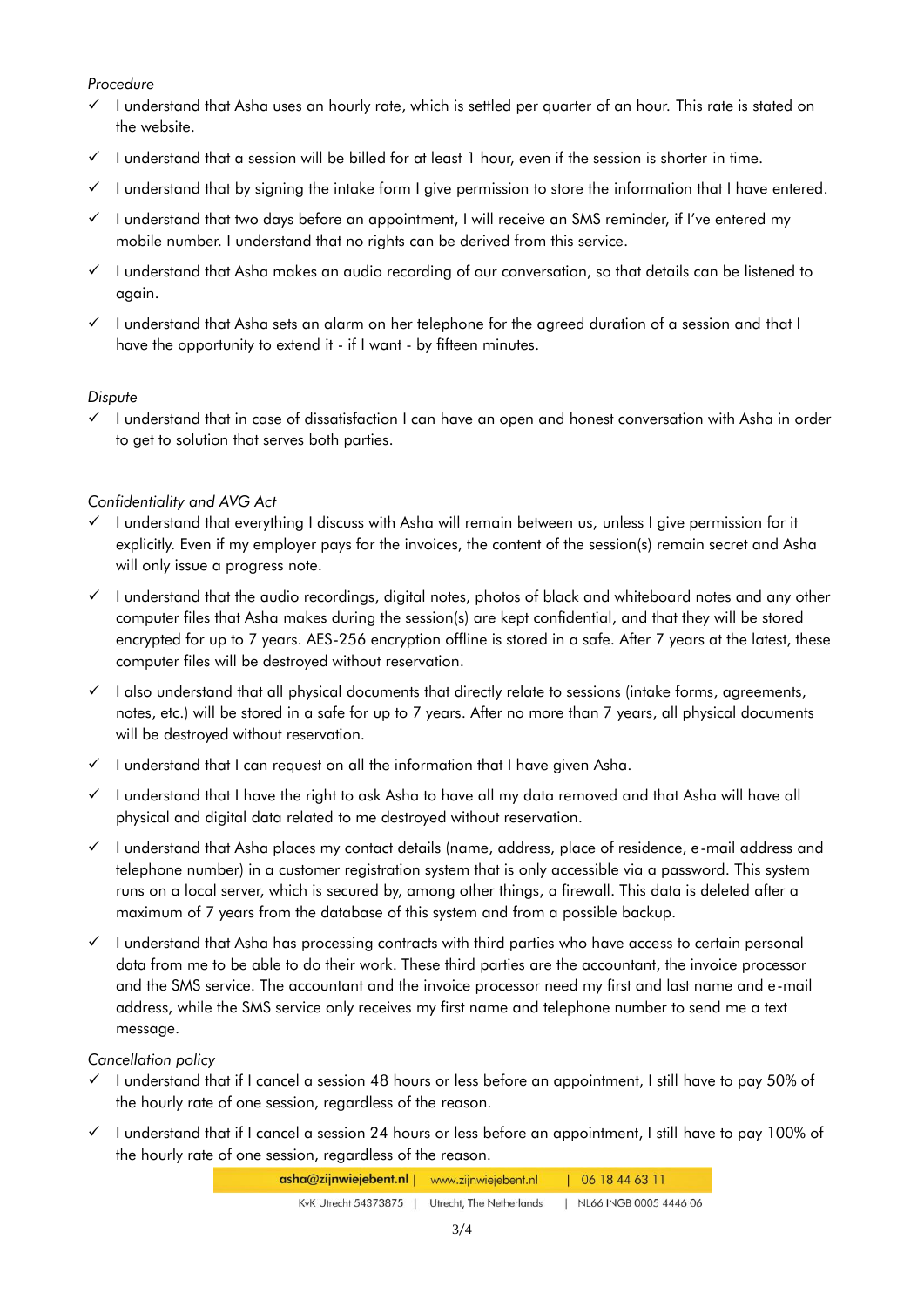*Procedure*

- ✓ I understand that Asha uses an hourly rate, which is settled per quarter of an hour. This rate is stated on the website.
- ✓ I understand that a session will be billed for at least 1 hour, even if the session is shorter in time.
- ✓ I understand that by signing the intake form I give permission to store the information that I have entered.
- ✓ I understand that two days before an appointment, I will receive an SMS reminder, if I've entered my mobile number. I understand that no rights can be derived from this service.
- ✓ I understand that Asha makes an audio recording of our conversation, so that details can be listened to again.
- ✓ I understand that Asha sets an alarm on her telephone for the agreed duration of a session and that I have the opportunity to extend it - if I want - by fifteen minutes.

*Dispute*

- ✓ I understand that in case of dissatisfaction I can have an open and honest conversation with Asha in order to get to solution that serves both parties.

*Confidentiality and AVG Act*

- ✓ I understand that everything I discuss with Asha will remain between us, unless I give permission for it explicitly. Even if my employer pays for the invoices, the content of the session(s) remain secret and Asha will only issue a progress note.
- ✓ I understand that the audio recordings, digital notes, photos of black and whiteboard notes and any other computer files that Asha makes during the session(s) are kept confidential, and that they will be stored encrypted for up to 7 years. AES-256 encryption offline is stored in a safe. After 7 years at the latest, these computer files will be destroyed without reservation.
- ✓ I also understand that all physical documents that directly relate to sessions (intake forms, agreements, notes, etc.) will be stored in a safe for up to 7 years. After no more than 7 years, all physical documents will be destroyed without reservation.
- ✓ I understand that I can request on all the information that I have given Asha.
- ✓ I understand that I have the right to ask Asha to have all my data removed and that Asha will have all physical and digital data related to me destroyed without reservation.
- ✓ I understand that Asha places my contact details (name, address, place of residence, e-mail address and telephone number) in a customer registration system that is only accessible via a password. This system runs on a local server, which is secured by, among other things, a firewall. This data is deleted after a maximum of 7 years from the database of this system and from a possible backup.
- ✓ I understand that Asha has processing contracts with third parties who have access to certain personal data from me to be able to do their work. These third parties are the accountant, the invoice processor and the SMS service. The accountant and the invoice processor need my first and last name and e-mail address, while the SMS service only receives my first name and telephone number to send me a text message.

*Cancellation policy*

- ✓ I understand that if I cancel a session 48 hours or less before an appointment, I still have to pay 50% of the hourly rate of one session, regardless of the reason.
- ✓ I understand that if I cancel a session 24 hours or less before an appointment, I still have to pay 100% of the hourly rate of one session, regardless of the reason.

**asha@zijnwiejebent.nl** | www.zijnwiejebent.nl | 06 18 44 63 11

KvK Utrecht 54373875 | Utrecht, The Netherlands | NL66 INGB 0005 4446 06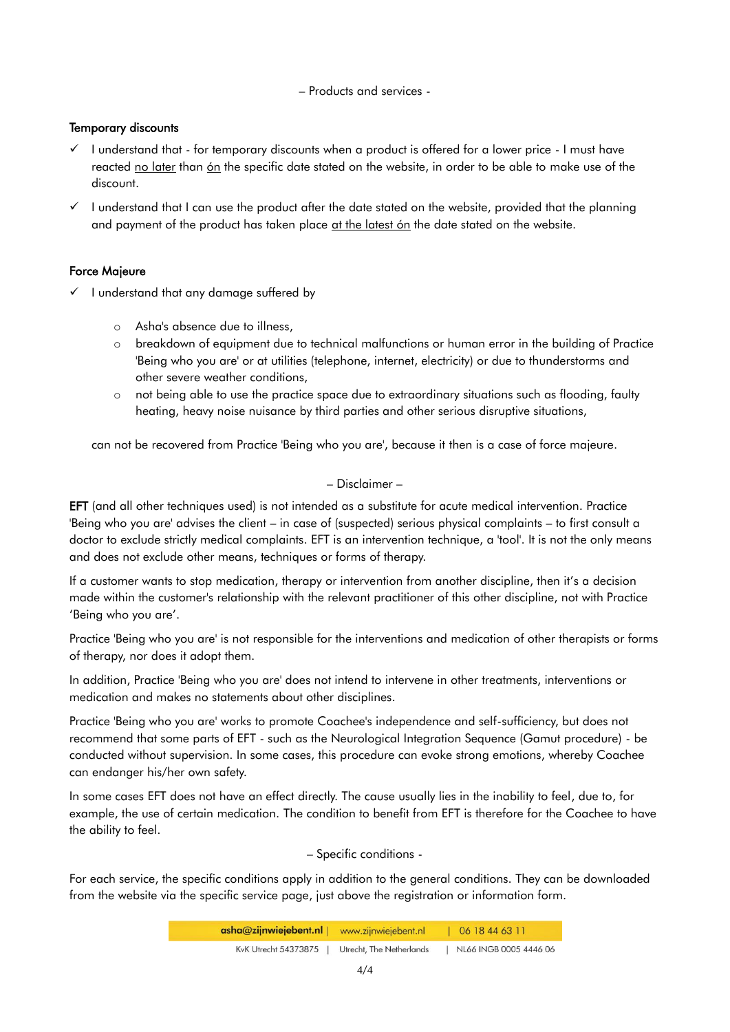– Products and services -

**Temporary discounts**

- ✓ I understand that - for temporary discounts when a product is offered for a lower price - I must have reacted no later than ón the specific date stated on the website, in order to be able to make use of the discount.
- ✓ I understand that I can use the product after the date stated on the website, provided that the planning and payment of the product has taken place at the latest ón the date stated on the website.

**Force Majeure**

- ✓ I understand that any damage suffered by
  - Asha's absence due to illness,
  - breakdown of equipment due to technical malfunctions or human error in the building of Practice 'Being who you are' or at utilities (telephone, internet, electricity) or due to thunderstorms and other severe weather conditions,
  - not being able to use the practice space due to extraordinary situations such as flooding, faulty heating, heavy noise nuisance by third parties and other serious disruptive situations,

  can not be recovered from Practice 'Being who you are', because it then is a case of force majeure.

– Disclaimer –

**EFT** (and all other techniques used) is not intended as a substitute for acute medical intervention. Practice 'Being who you are' advises the client – in case of (suspected) serious physical complaints – to first consult a doctor to exclude strictly medical complaints. EFT is an intervention technique, a 'tool'. It is not the only means and does not exclude other means, techniques or forms of therapy.

If a customer wants to stop medication, therapy or intervention from another discipline, then it's a decision made within the customer's relationship with the relevant practitioner of this other discipline, not with Practice 'Being who you are'.

Practice 'Being who you are' is not responsible for the interventions and medication of other therapists or forms of therapy, nor does it adopt them.

In addition, Practice 'Being who you are' does not intend to intervene in other treatments, interventions or medication and makes no statements about other disciplines.

Practice 'Being who you are' works to promote Coachee's independence and self-sufficiency, but does not recommend that some parts of EFT - such as the Neurological Integration Sequence (Gamut procedure) - be conducted without supervision. In some cases, this procedure can evoke strong emotions, whereby Coachee can endanger his/her own safety.

In some cases EFT does not have an effect directly. The cause usually lies in the inability to feel, due to, for example, the use of certain medication. The condition to benefit from EFT is therefore for the Coachee to have the ability to feel.

– Specific conditions -

For each service, the specific conditions apply in addition to the general conditions. They can be downloaded from the website via the specific service page, just above the registration or information form.

**asha@zijnwiejebent.nl** | www.zijnwiejebent.nl | 06 18 44 63 11

KvK Utrecht 54373875 | Utrecht, The Netherlands | NL66 INGB 0005 4446 06